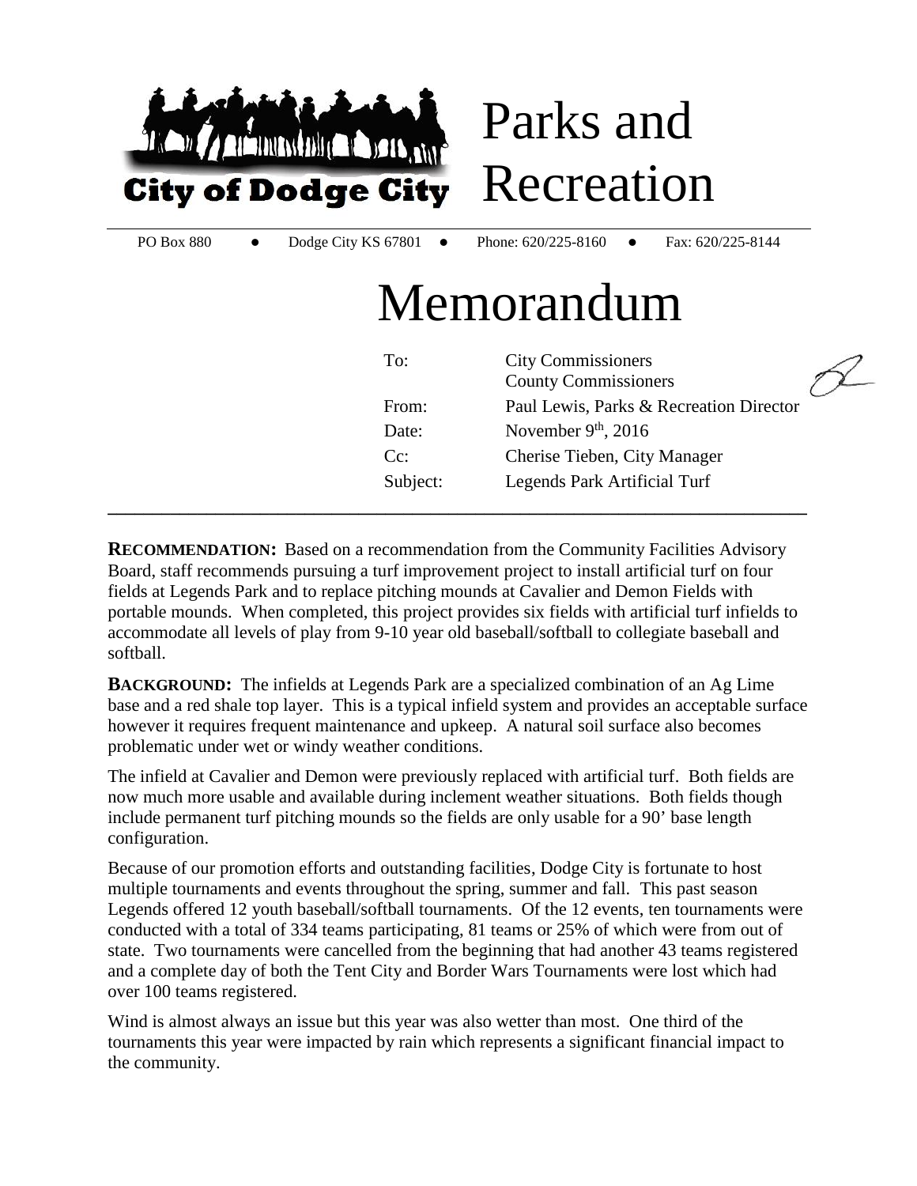City of Dodge City

# Parks and Recreation

PO Box 880 ● Dodge City KS 67801 ● Phone: 620/225-8160 ● Fax: 620/225-8144

# Memorandum

| | |
|---|---|
| To: | City Commissioners<br>County Commissioners |
| From: | Paul Lewis, Parks & Recreation Director |
| Date: | November 9th, 2016 |
| Cc: | Cherise Tieben, City Manager |
| Subject: | Legends Park Artificial Turf |

---

**RECOMMENDATION:** Based on a recommendation from the Community Facilities Advisory Board, staff recommends pursuing a turf improvement project to install artificial turf on four fields at Legends Park and to replace pitching mounds at Cavalier and Demon Fields with portable mounds. When completed, this project provides six fields with artificial turf infields to accommodate all levels of play from 9-10 year old baseball/softball to collegiate baseball and softball.

**BACKGROUND:** The infields at Legends Park are a specialized combination of an Ag Lime base and a red shale top layer. This is a typical infield system and provides an acceptable surface however it requires frequent maintenance and upkeep. A natural soil surface also becomes problematic under wet or windy weather conditions.

The infield at Cavalier and Demon were previously replaced with artificial turf. Both fields are now much more usable and available during inclement weather situations. Both fields though include permanent turf pitching mounds so the fields are only usable for a 90' base length configuration.

Because of our promotion efforts and outstanding facilities, Dodge City is fortunate to host multiple tournaments and events throughout the spring, summer and fall. This past season Legends offered 12 youth baseball/softball tournaments. Of the 12 events, ten tournaments were conducted with a total of 334 teams participating, 81 teams or 25% of which were from out of state. Two tournaments were cancelled from the beginning that had another 43 teams registered and a complete day of both the Tent City and Border Wars Tournaments were lost which had over 100 teams registered.

Wind is almost always an issue but this year was also wetter than most. One third of the tournaments this year were impacted by rain which represents a significant financial impact to the community.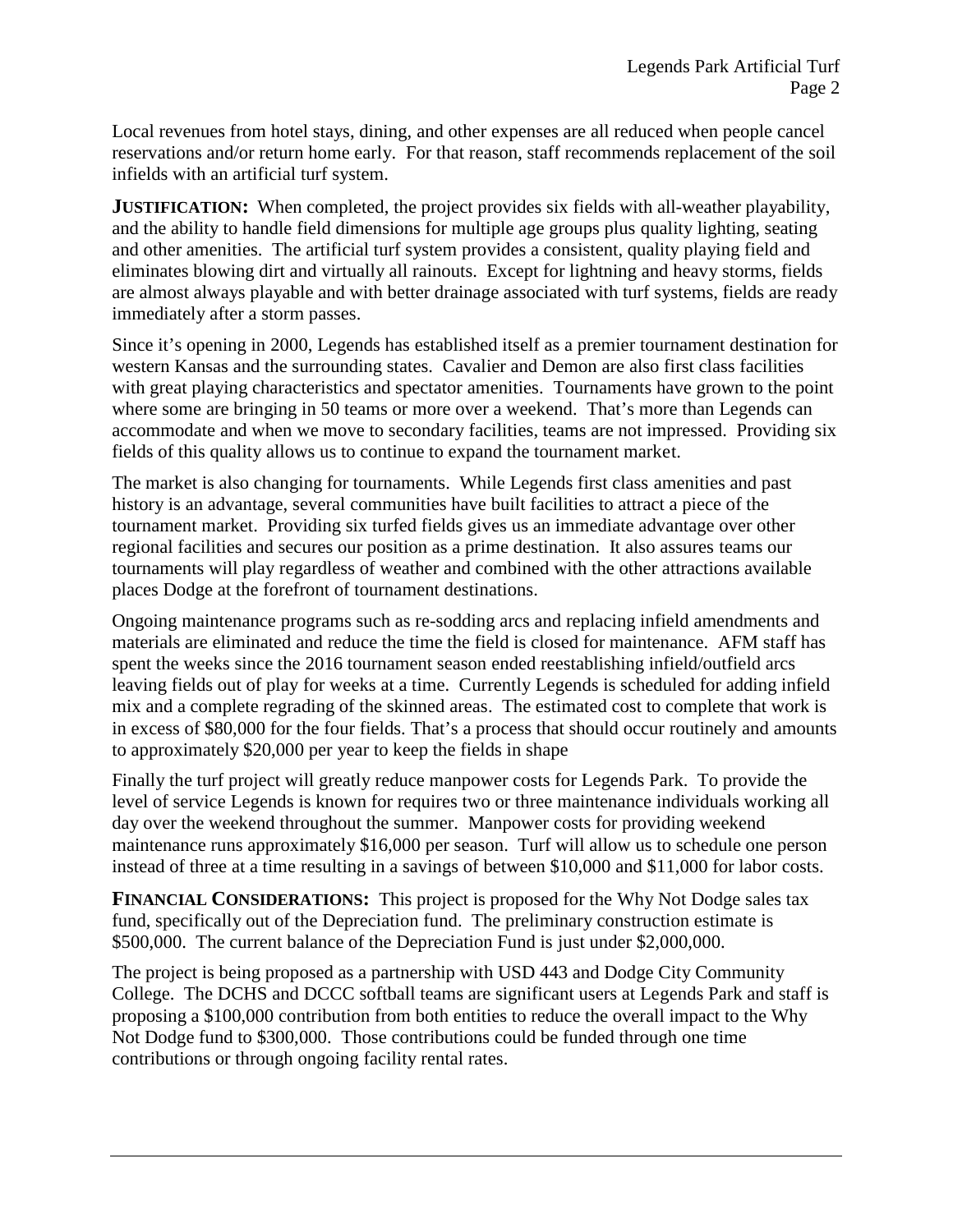Local revenues from hotel stays, dining, and other expenses are all reduced when people cancel reservations and/or return home early. For that reason, staff recommends replacement of the soil infields with an artificial turf system.

**JUSTIFICATION:** When completed, the project provides six fields with all-weather playability, and the ability to handle field dimensions for multiple age groups plus quality lighting, seating and other amenities. The artificial turf system provides a consistent, quality playing field and eliminates blowing dirt and virtually all rainouts. Except for lightning and heavy storms, fields are almost always playable and with better drainage associated with turf systems, fields are ready immediately after a storm passes.

Since it's opening in 2000, Legends has established itself as a premier tournament destination for western Kansas and the surrounding states. Cavalier and Demon are also first class facilities with great playing characteristics and spectator amenities. Tournaments have grown to the point where some are bringing in 50 teams or more over a weekend. That's more than Legends can accommodate and when we move to secondary facilities, teams are not impressed. Providing six fields of this quality allows us to continue to expand the tournament market.

The market is also changing for tournaments. While Legends first class amenities and past history is an advantage, several communities have built facilities to attract a piece of the tournament market. Providing six turfed fields gives us an immediate advantage over other regional facilities and secures our position as a prime destination. It also assures teams our tournaments will play regardless of weather and combined with the other attractions available places Dodge at the forefront of tournament destinations.

Ongoing maintenance programs such as re-sodding arcs and replacing infield amendments and materials are eliminated and reduce the time the field is closed for maintenance. AFM staff has spent the weeks since the 2016 tournament season ended reestablishing infield/outfield arcs leaving fields out of play for weeks at a time. Currently Legends is scheduled for adding infield mix and a complete regrading of the skinned areas. The estimated cost to complete that work is in excess of $80,000 for the four fields. That's a process that should occur routinely and amounts to approximately $20,000 per year to keep the fields in shape

Finally the turf project will greatly reduce manpower costs for Legends Park. To provide the level of service Legends is known for requires two or three maintenance individuals working all day over the weekend throughout the summer. Manpower costs for providing weekend maintenance runs approximately $16,000 per season. Turf will allow us to schedule one person instead of three at a time resulting in a savings of between $10,000 and $11,000 for labor costs.

**FINANCIAL CONSIDERATIONS:** This project is proposed for the Why Not Dodge sales tax fund, specifically out of the Depreciation fund. The preliminary construction estimate is $500,000. The current balance of the Depreciation Fund is just under $2,000,000.

The project is being proposed as a partnership with USD 443 and Dodge City Community College. The DCHS and DCCC softball teams are significant users at Legends Park and staff is proposing a $100,000 contribution from both entities to reduce the overall impact to the Why Not Dodge fund to $300,000. Those contributions could be funded through one time contributions or through ongoing facility rental rates.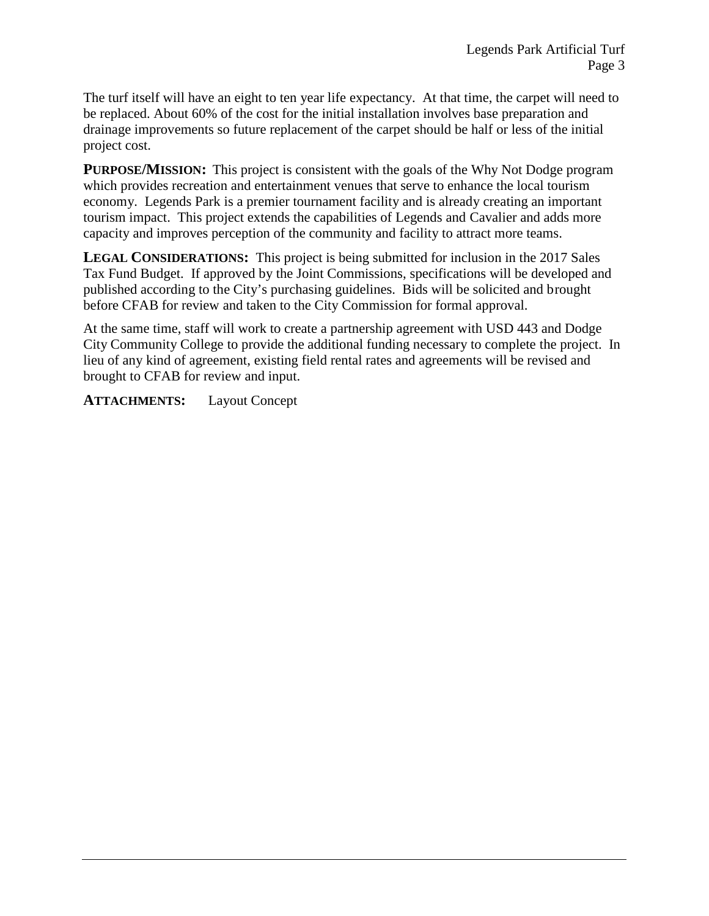The turf itself will have an eight to ten year life expectancy. At that time, the carpet will need to be replaced. About 60% of the cost for the initial installation involves base preparation and drainage improvements so future replacement of the carpet should be half or less of the initial project cost.

**PURPOSE/MISSION:** This project is consistent with the goals of the Why Not Dodge program which provides recreation and entertainment venues that serve to enhance the local tourism economy. Legends Park is a premier tournament facility and is already creating an important tourism impact. This project extends the capabilities of Legends and Cavalier and adds more capacity and improves perception of the community and facility to attract more teams.

**LEGAL CONSIDERATIONS:** This project is being submitted for inclusion in the 2017 Sales Tax Fund Budget. If approved by the Joint Commissions, specifications will be developed and published according to the City's purchasing guidelines. Bids will be solicited and brought before CFAB for review and taken to the City Commission for formal approval.

At the same time, staff will work to create a partnership agreement with USD 443 and Dodge City Community College to provide the additional funding necessary to complete the project. In lieu of any kind of agreement, existing field rental rates and agreements will be revised and brought to CFAB for review and input.

**ATTACHMENTS:** Layout Concept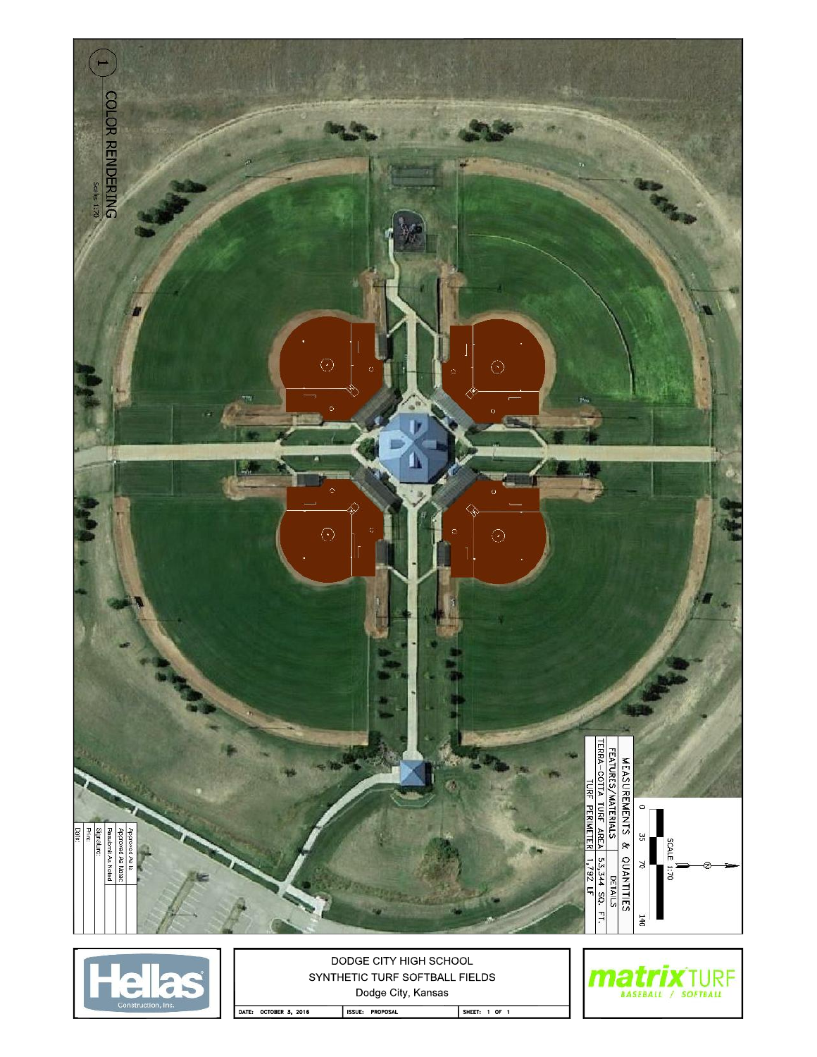# 1 COLOR RENDERING

Scale: 1:70

## MEASUREMENTS & QUANTITIES

| FEATURES/MATERIALS | DETAILS |
| --- | --- |
| TERRA-COTTA TURF AREA | 53,344 SQ. FT. |
| TURF PERIMETER | 1,792 LF |

SCALE: 1:70

0 35 70 140

| |
| --- |
| Approved As Is |
| Approved As Noted |
| Resubmit As Noted |
| Signature: |
| Print: |
| Date: |

Hellas Construction, Inc.

DODGE CITY HIGH SCHOOL
SYNTHETIC TURF SOFTBALL FIELDS
Dodge City, Kansas

| DATE: OCTOBER 3, 2016 | ISSUE: PROPOSAL | SHEET: 1 OF 1 |
| --- | --- | --- |

matrix TURF
BASEBALL / SOFTBALL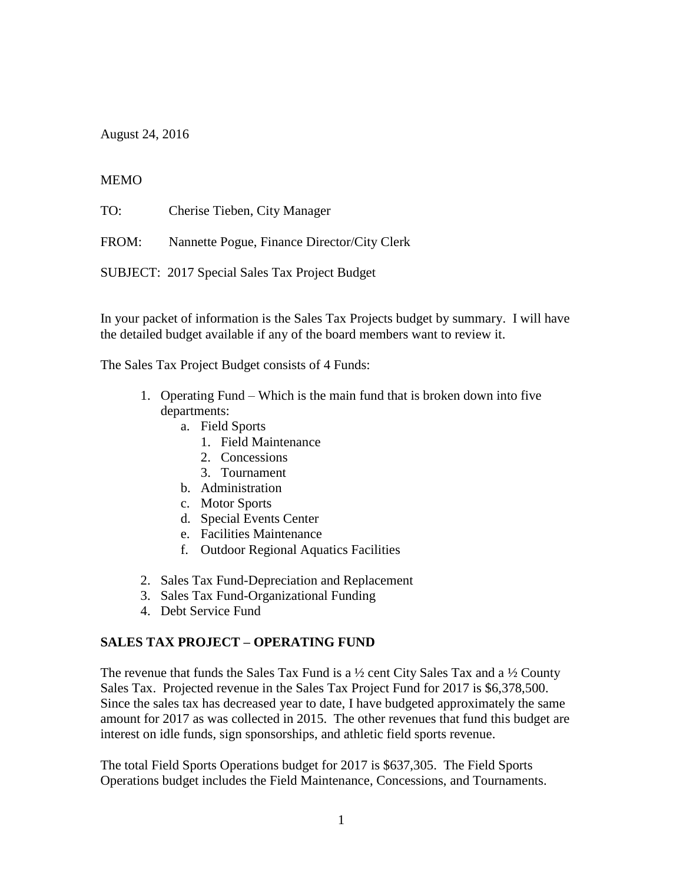August 24, 2016

MEMO

TO: Cherise Tieben, City Manager

FROM: Nannette Pogue, Finance Director/City Clerk

SUBJECT: 2017 Special Sales Tax Project Budget

In your packet of information is the Sales Tax Projects budget by summary. I will have the detailed budget available if any of the board members want to review it.

The Sales Tax Project Budget consists of 4 Funds:

1. Operating Fund – Which is the main fund that is broken down into five departments:
    a. Field Sports
        1. Field Maintenance
        2. Concessions
        3. Tournament
    b. Administration
    c. Motor Sports
    d. Special Events Center
    e. Facilities Maintenance
    f. Outdoor Regional Aquatics Facilities
2. Sales Tax Fund-Depreciation and Replacement
3. Sales Tax Fund-Organizational Funding
4. Debt Service Fund

**SALES TAX PROJECT – OPERATING FUND**

The revenue that funds the Sales Tax Fund is a ½ cent City Sales Tax and a ½ County Sales Tax. Projected revenue in the Sales Tax Project Fund for 2017 is $6,378,500. Since the sales tax has decreased year to date, I have budgeted approximately the same amount for 2017 as was collected in 2015. The other revenues that fund this budget are interest on idle funds, sign sponsorships, and athletic field sports revenue.

The total Field Sports Operations budget for 2017 is $637,305. The Field Sports Operations budget includes the Field Maintenance, Concessions, and Tournaments.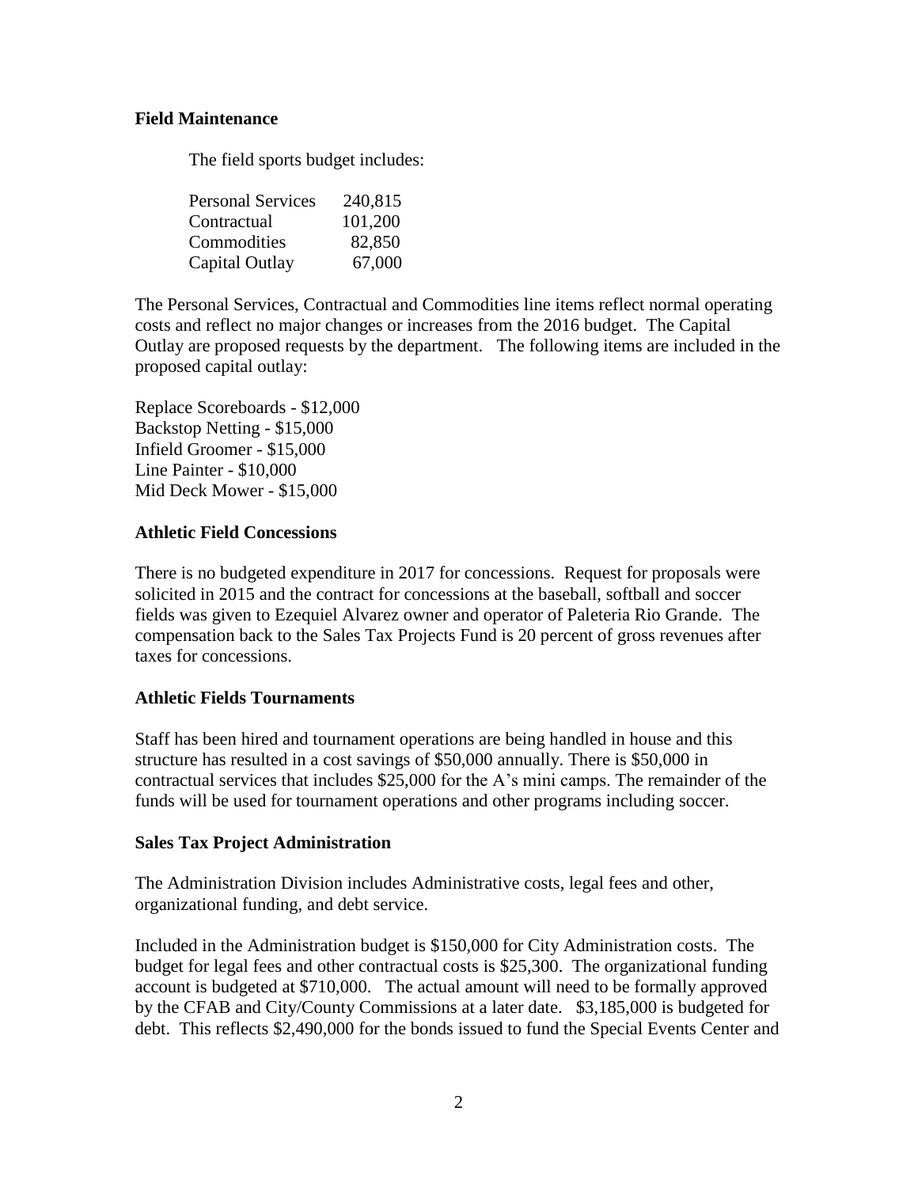### Field Maintenance

The field sports budget includes:

| | |
|---|---|
| Personal Services | 240,815 |
| Contractual | 101,200 |
| Commodities | 82,850 |
| Capital Outlay | 67,000 |

The Personal Services, Contractual and Commodities line items reflect normal operating costs and reflect no major changes or increases from the 2016 budget. The Capital Outlay are proposed requests by the department. The following items are included in the proposed capital outlay:

Replace Scoreboards - $12,000
Backstop Netting - $15,000
Infield Groomer - $15,000
Line Painter - $10,000
Mid Deck Mower - $15,000

### Athletic Field Concessions

There is no budgeted expenditure in 2017 for concessions. Request for proposals were solicited in 2015 and the contract for concessions at the baseball, softball and soccer fields was given to Ezequiel Alvarez owner and operator of Paleteria Rio Grande. The compensation back to the Sales Tax Projects Fund is 20 percent of gross revenues after taxes for concessions.

### Athletic Fields Tournaments

Staff has been hired and tournament operations are being handled in house and this structure has resulted in a cost savings of $50,000 annually. There is $50,000 in contractual services that includes $25,000 for the A's mini camps. The remainder of the funds will be used for tournament operations and other programs including soccer.

### Sales Tax Project Administration

The Administration Division includes Administrative costs, legal fees and other, organizational funding, and debt service.

Included in the Administration budget is $150,000 for City Administration costs. The budget for legal fees and other contractual costs is $25,300. The organizational funding account is budgeted at $710,000. The actual amount will need to be formally approved by the CFAB and City/County Commissions at a later date. $3,185,000 is budgeted for debt. This reflects $2,490,000 for the bonds issued to fund the Special Events Center and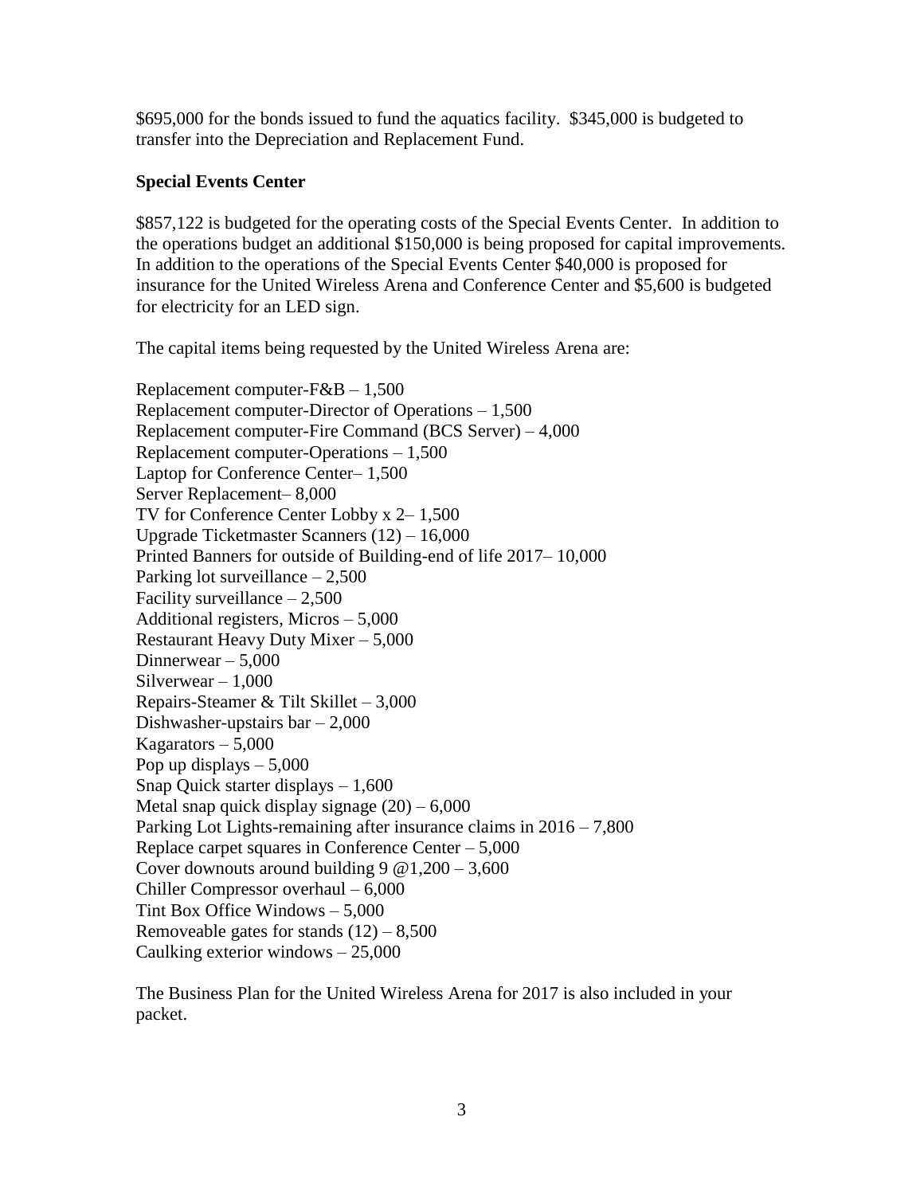$695,000 for the bonds issued to fund the aquatics facility. $345,000 is budgeted to transfer into the Depreciation and Replacement Fund.

**Special Events Center**

$857,122 is budgeted for the operating costs of the Special Events Center. In addition to the operations budget an additional $150,000 is being proposed for capital improvements. In addition to the operations of the Special Events Center $40,000 is proposed for insurance for the United Wireless Arena and Conference Center and $5,600 is budgeted for electricity for an LED sign.

The capital items being requested by the United Wireless Arena are:

Replacement computer-F&B – 1,500
Replacement computer-Director of Operations – 1,500
Replacement computer-Fire Command (BCS Server) – 4,000
Replacement computer-Operations – 1,500
Laptop for Conference Center– 1,500
Server Replacement– 8,000
TV for Conference Center Lobby x 2– 1,500
Upgrade Ticketmaster Scanners (12) – 16,000
Printed Banners for outside of Building-end of life 2017– 10,000
Parking lot surveillance – 2,500
Facility surveillance – 2,500
Additional registers, Micros – 5,000
Restaurant Heavy Duty Mixer – 5,000
Dinnerwear – 5,000
Silverwear – 1,000
Repairs-Steamer & Tilt Skillet – 3,000
Dishwasher-upstairs bar – 2,000
Kagarators – 5,000
Pop up displays – 5,000
Snap Quick starter displays – 1,600
Metal snap quick display signage (20) – 6,000
Parking Lot Lights-remaining after insurance claims in 2016 – 7,800
Replace carpet squares in Conference Center – 5,000
Cover downouts around building 9 @1,200 – 3,600
Chiller Compressor overhaul – 6,000
Tint Box Office Windows – 5,000
Removeable gates for stands (12) – 8,500
Caulking exterior windows – 25,000

The Business Plan for the United Wireless Arena for 2017 is also included in your packet.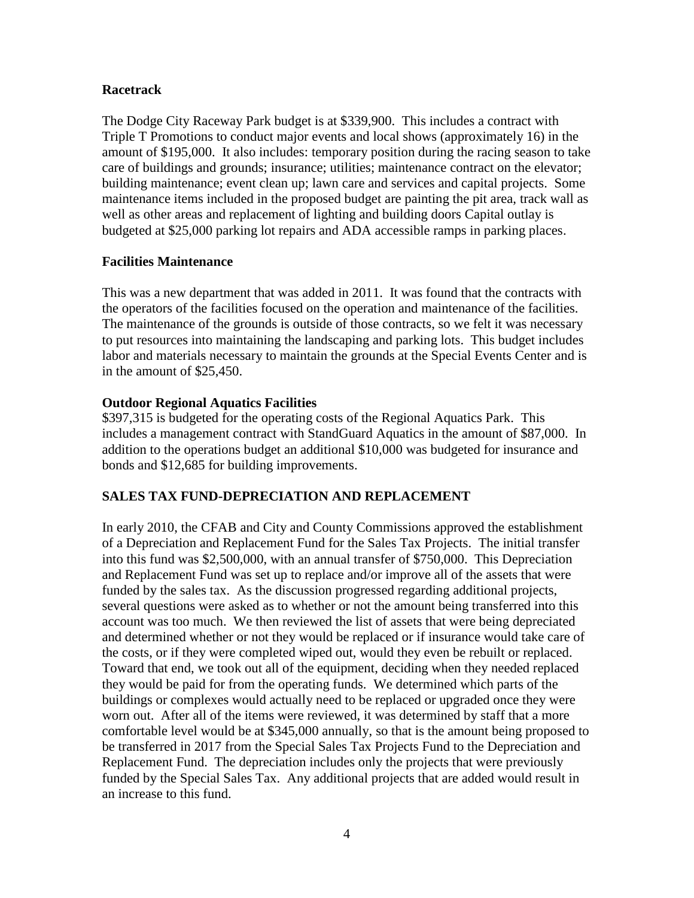**Racetrack**

The Dodge City Raceway Park budget is at \$339,900. This includes a contract with Triple T Promotions to conduct major events and local shows (approximately 16) in the amount of \$195,000. It also includes: temporary position during the racing season to take care of buildings and grounds; insurance; utilities; maintenance contract on the elevator; building maintenance; event clean up; lawn care and services and capital projects. Some maintenance items included in the proposed budget are painting the pit area, track wall as well as other areas and replacement of lighting and building doors Capital outlay is budgeted at \$25,000 parking lot repairs and ADA accessible ramps in parking places.

**Facilities Maintenance**

This was a new department that was added in 2011. It was found that the contracts with the operators of the facilities focused on the operation and maintenance of the facilities. The maintenance of the grounds is outside of those contracts, so we felt it was necessary to put resources into maintaining the landscaping and parking lots. This budget includes labor and materials necessary to maintain the grounds at the Special Events Center and is in the amount of \$25,450.

**Outdoor Regional Aquatics Facilities**

\$397,315 is budgeted for the operating costs of the Regional Aquatics Park. This includes a management contract with StandGuard Aquatics in the amount of \$87,000. In addition to the operations budget an additional \$10,000 was budgeted for insurance and bonds and \$12,685 for building improvements.

## SALES TAX FUND-DEPRECIATION AND REPLACEMENT

In early 2010, the CFAB and City and County Commissions approved the establishment of a Depreciation and Replacement Fund for the Sales Tax Projects. The initial transfer into this fund was \$2,500,000, with an annual transfer of \$750,000. This Depreciation and Replacement Fund was set up to replace and/or improve all of the assets that were funded by the sales tax. As the discussion progressed regarding additional projects, several questions were asked as to whether or not the amount being transferred into this account was too much. We then reviewed the list of assets that were being depreciated and determined whether or not they would be replaced or if insurance would take care of the costs, or if they were completed wiped out, would they even be rebuilt or replaced. Toward that end, we took out all of the equipment, deciding when they needed replaced they would be paid for from the operating funds. We determined which parts of the buildings or complexes would actually need to be replaced or upgraded once they were worn out. After all of the items were reviewed, it was determined by staff that a more comfortable level would be at \$345,000 annually, so that is the amount being proposed to be transferred in 2017 from the Special Sales Tax Projects Fund to the Depreciation and Replacement Fund. The depreciation includes only the projects that were previously funded by the Special Sales Tax. Any additional projects that are added would result in an increase to this fund.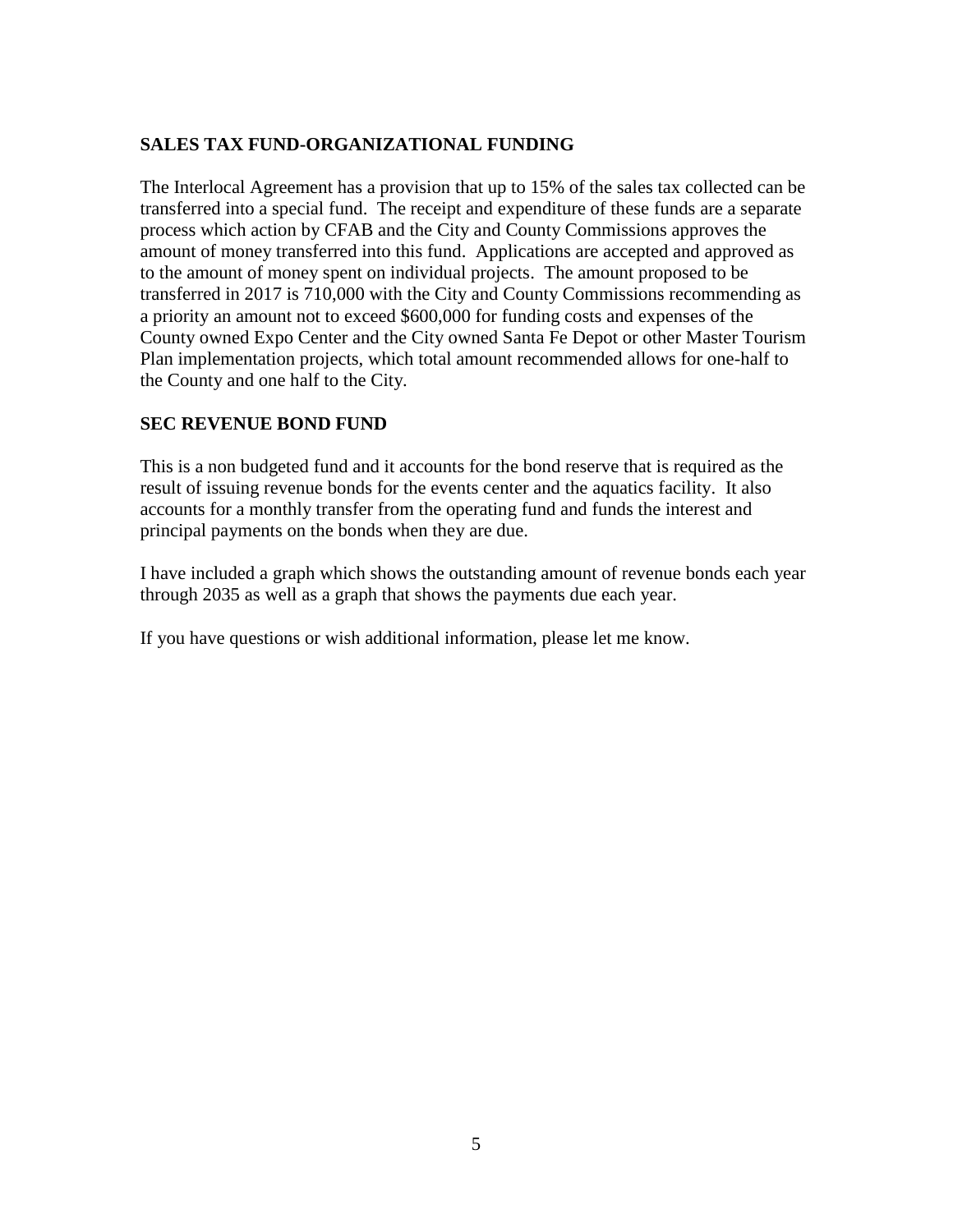## SALES TAX FUND-ORGANIZATIONAL FUNDING

The Interlocal Agreement has a provision that up to 15% of the sales tax collected can be transferred into a special fund. The receipt and expenditure of these funds are a separate process which action by CFAB and the City and County Commissions approves the amount of money transferred into this fund. Applications are accepted and approved as to the amount of money spent on individual projects. The amount proposed to be transferred in 2017 is 710,000 with the City and County Commissions recommending as a priority an amount not to exceed $600,000 for funding costs and expenses of the County owned Expo Center and the City owned Santa Fe Depot or other Master Tourism Plan implementation projects, which total amount recommended allows for one-half to the County and one half to the City.

## SEC REVENUE BOND FUND

This is a non budgeted fund and it accounts for the bond reserve that is required as the result of issuing revenue bonds for the events center and the aquatics facility. It also accounts for a monthly transfer from the operating fund and funds the interest and principal payments on the bonds when they are due.

I have included a graph which shows the outstanding amount of revenue bonds each year through 2035 as well as a graph that shows the payments due each year.

If you have questions or wish additional information, please let me know.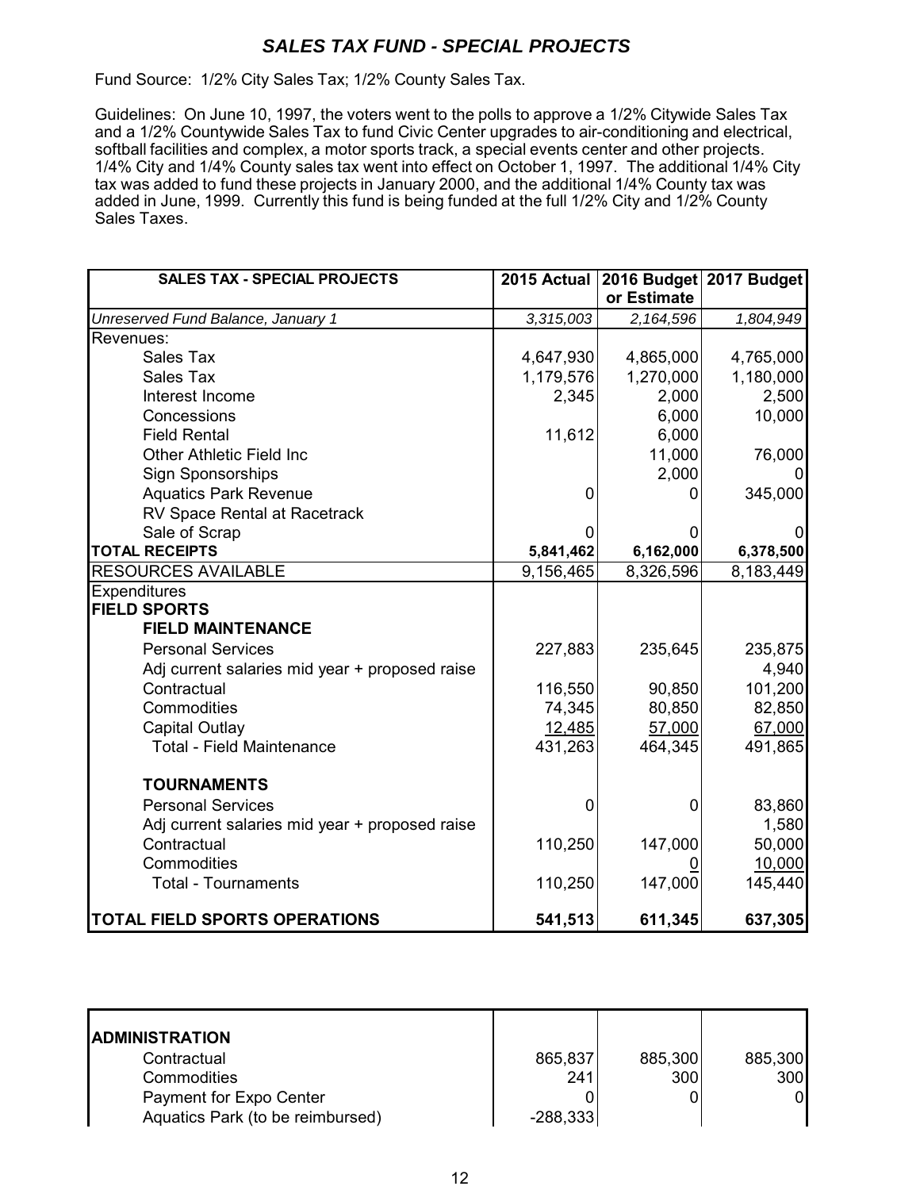## *SALES TAX FUND - SPECIAL PROJECTS*

Fund Source: 1/2% City Sales Tax; 1/2% County Sales Tax.

Guidelines: On June 10, 1997, the voters went to the polls to approve a 1/2% Citywide Sales Tax and a 1/2% Countywide Sales Tax to fund Civic Center upgrades to air-conditioning and electrical, softball facilities and complex, a motor sports track, a special events center and other projects. 1/4% City and 1/4% County sales tax went into effect on October 1, 1997. The additional 1/4% City tax was added to fund these projects in January 2000, and the additional 1/4% County tax was added in June, 1999. Currently this fund is being funded at the full 1/2% City and 1/2% County Sales Taxes.

| SALES TAX - SPECIAL PROJECTS | 2015 Actual | 2016 Budget or Estimate | 2017 Budget |
|---|---|---|---|
| *Unreserved Fund Balance, January 1* | *3,315,003* | *2,164,596* | *1,804,949* |
| Revenues: | | | |
| Sales Tax | 4,647,930 | 4,865,000 | 4,765,000 |
| Sales Tax | 1,179,576 | 1,270,000 | 1,180,000 |
| Interest Income | 2,345 | 2,000 | 2,500 |
| Concessions | | 6,000 | 10,000 |
| Field Rental | 11,612 | 6,000 | |
| Other Athletic Field Inc | | 11,000 | 76,000 |
| Sign Sponsorships | | 2,000 | 0 |
| Aquatics Park Revenue | 0 | 0 | 345,000 |
| RV Space Rental at Racetrack | | | |
| Sale of Scrap | 0 | 0 | 0 |
| **TOTAL RECEIPTS** | **5,841,462** | **6,162,000** | **6,378,500** |
| RESOURCES AVAILABLE | 9,156,465 | 8,326,596 | 8,183,449 |
| Expenditures | | | |
| **FIELD SPORTS** | | | |
| **FIELD MAINTENANCE** | | | |
| Personal Services | 227,883 | 235,645 | 235,875 |
| Adj current salaries mid year + proposed raise | | | 4,940 |
| Contractual | 116,550 | 90,850 | 101,200 |
| Commodities | 74,345 | 80,850 | 82,850 |
| Capital Outlay | 12,485 | 57,000 | 67,000 |
| Total - Field Maintenance | 431,263 | 464,345 | 491,865 |
| **TOURNAMENTS** | | | |
| Personal Services | 0 | 0 | 83,860 |
| Adj current salaries mid year + proposed raise | | | 1,580 |
| Contractual | 110,250 | 147,000 | 50,000 |
| Commodities | | 0 | 10,000 |
| Total - Tournaments | 110,250 | 147,000 | 145,440 |
| **TOTAL FIELD SPORTS OPERATIONS** | **541,513** | **611,345** | **637,305** |
| **ADMINISTRATION** | | | |
| Contractual | 865,837 | 885,300 | 885,300 |
| Commodities | 241 | 300 | 300 |
| Payment for Expo Center | 0 | 0 | 0 |
| Aquatics Park (to be reimbursed) | -288,333 | | |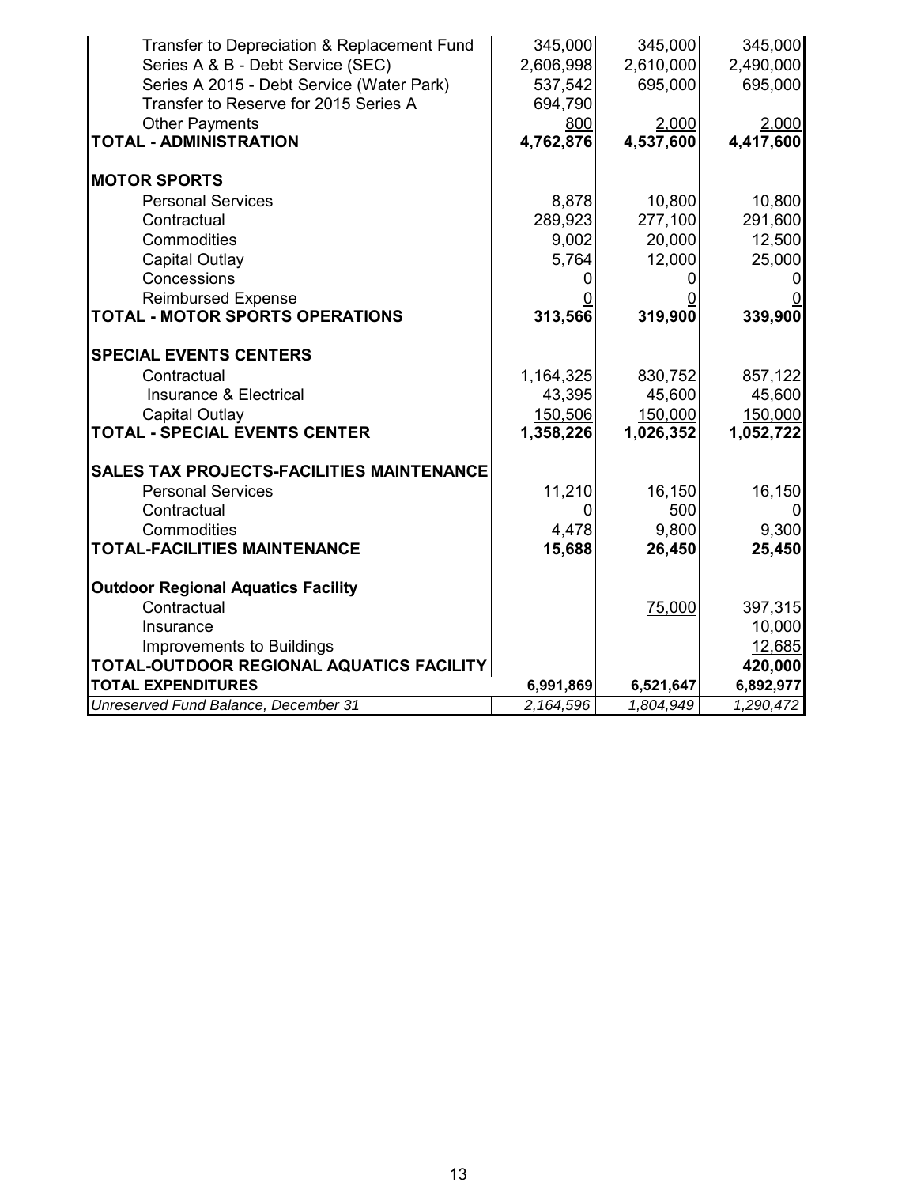| | | | |
|---|---|---|---|
| Transfer to Depreciation & Replacement Fund | 345,000 | 345,000 | 345,000 |
| Series A & B - Debt Service (SEC) | 2,606,998 | 2,610,000 | 2,490,000 |
| Series A 2015 - Debt Service (Water Park) | 537,542 | 695,000 | 695,000 |
| Transfer to Reserve for 2015 Series A | 694,790 | | |
| Other Payments | 800 | 2,000 | 2,000 |
| **TOTAL - ADMINISTRATION** | **4,762,876** | **4,537,600** | **4,417,600** |
| | | | |
| **MOTOR SPORTS** | | | |
| Personal Services | 8,878 | 10,800 | 10,800 |
| Contractual | 289,923 | 277,100 | 291,600 |
| Commodities | 9,002 | 20,000 | 12,500 |
| Capital Outlay | 5,764 | 12,000 | 25,000 |
| Concessions | 0 | 0 | 0 |
| Reimbursed Expense | 0 | 0 | 0 |
| **TOTAL - MOTOR SPORTS OPERATIONS** | **313,566** | **319,900** | **339,900** |
| | | | |
| **SPECIAL EVENTS CENTERS** | | | |
| Contractual | 1,164,325 | 830,752 | 857,122 |
| Insurance & Electrical | 43,395 | 45,600 | 45,600 |
| Capital Outlay | 150,506 | 150,000 | 150,000 |
| **TOTAL - SPECIAL EVENTS CENTER** | **1,358,226** | **1,026,352** | **1,052,722** |
| | | | |
| **SALES TAX PROJECTS-FACILITIES MAINTENANCE** | | | |
| Personal Services | 11,210 | 16,150 | 16,150 |
| Contractual | 0 | 500 | 0 |
| Commodities | 4,478 | 9,800 | 9,300 |
| **TOTAL-FACILITIES MAINTENANCE** | **15,688** | **26,450** | **25,450** |
| | | | |
| **Outdoor Regional Aquatics Facility** | | | |
| Contractual | | 75,000 | 397,315 |
| Insurance | | | 10,000 |
| Improvements to Buildings | | | 12,685 |
| **TOTAL-OUTDOOR REGIONAL AQUATICS FACILITY** | | | **420,000** |
| **TOTAL EXPENDITURES** | **6,991,869** | **6,521,647** | **6,892,977** |
| *Unreserved Fund Balance, December 31* | *2,164,596* | *1,804,949* | *1,290,472* |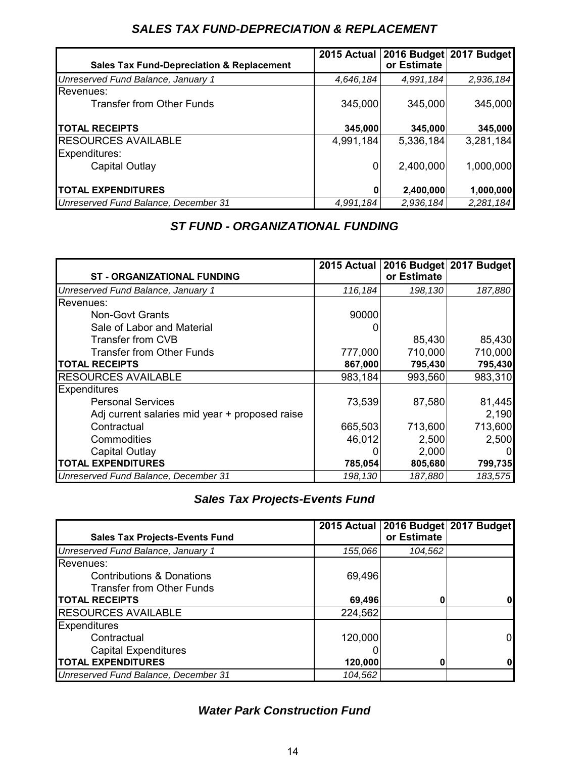## *SALES TAX FUND-DEPRECIATION & REPLACEMENT*

| Sales Tax Fund-Depreciation & Replacement | 2015 Actual | 2016 Budget or Estimate | 2017 Budget |
|---|---|---|---|
| *Unreserved Fund Balance, January 1* | *4,646,184* | *4,991,184* | *2,936,184* |
| Revenues: | | | |
| Transfer from Other Funds | 345,000 | 345,000 | 345,000 |
| **TOTAL RECEIPTS** | **345,000** | **345,000** | **345,000** |
| RESOURCES AVAILABLE | 4,991,184 | 5,336,184 | 3,281,184 |
| Expenditures: | | | |
| Capital Outlay | 0 | 2,400,000 | 1,000,000 |
| **TOTAL EXPENDITURES** | **0** | **2,400,000** | **1,000,000** |
| *Unreserved Fund Balance, December 31* | *4,991,184* | *2,936,184* | *2,281,184* |

## *ST FUND - ORGANIZATIONAL FUNDING*

| ST - ORGANIZATIONAL FUNDING | 2015 Actual | 2016 Budget or Estimate | 2017 Budget |
|---|---|---|---|
| *Unreserved Fund Balance, January 1* | *116,184* | *198,130* | *187,880* |
| Revenues: | | | |
| Non-Govt Grants | 90000 | | |
| Sale of Labor and Material | 0 | | |
| Transfer from CVB | | 85,430 | 85,430 |
| Transfer from Other Funds | 777,000 | 710,000 | 710,000 |
| **TOTAL RECEIPTS** | **867,000** | **795,430** | **795,430** |
| RESOURCES AVAILABLE | 983,184 | 993,560 | 983,310 |
| Expenditures | | | |
| Personal Services | 73,539 | 87,580 | 81,445 |
| Adj current salaries mid year + proposed raise | | | 2,190 |
| Contractual | 665,503 | 713,600 | 713,600 |
| Commodities | 46,012 | 2,500 | 2,500 |
| Capital Outlay | 0 | 2,000 | 0 |
| **TOTAL EXPENDITURES** | **785,054** | **805,680** | **799,735** |
| *Unreserved Fund Balance, December 31* | *198,130* | *187,880* | *183,575* |

## *Sales Tax Projects-Events Fund*

| Sales Tax Projects-Events Fund | 2015 Actual | 2016 Budget or Estimate | 2017 Budget |
|---|---|---|---|
| *Unreserved Fund Balance, January 1* | *155,066* | *104,562* | |
| Revenues: | | | |
| Contributions & Donations | 69,496 | | |
| Transfer from Other Funds | | | |
| **TOTAL RECEIPTS** | **69,496** | **0** | **0** |
| RESOURCES AVAILABLE | 224,562 | | |
| Expenditures | | | |
| Contractual | 120,000 | | 0 |
| Capital Expenditures | 0 | | |
| **TOTAL EXPENDITURES** | **120,000** | **0** | **0** |
| *Unreserved Fund Balance, December 31* | *104,562* | | |

## *Water Park Construction Fund*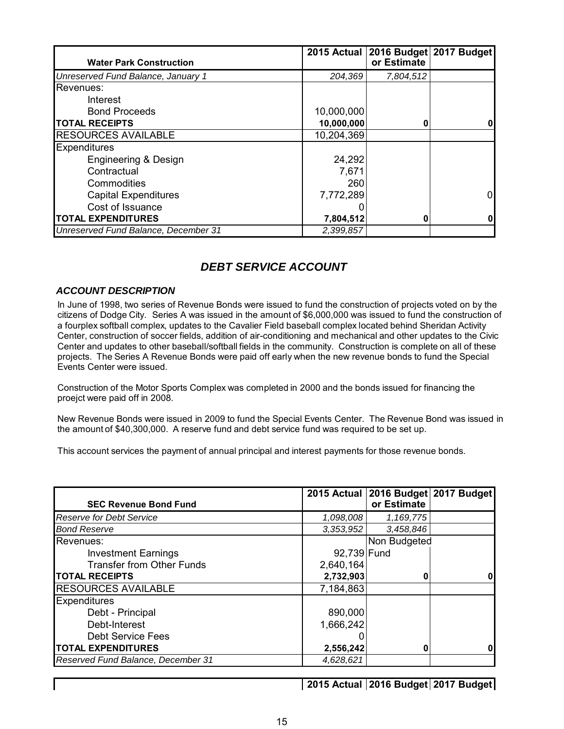| Water Park Construction | 2015 Actual | 2016 Budget or Estimate | 2017 Budget |
|---|---|---|---|
| *Unreserved Fund Balance, January 1* | *204,369* | *7,804,512* | |
| Revenues: | | | |
| Interest | | | |
| Bond Proceeds | 10,000,000 | | |
| **TOTAL RECEIPTS** | **10,000,000** | **0** | **0** |
| RESOURCES AVAILABLE | 10,204,369 | | |
| Expenditures | | | |
| Engineering & Design | 24,292 | | |
| Contractual | 7,671 | | |
| Commodities | 260 | | |
| Capital Expenditures | 7,772,289 | | 0 |
| Cost of Issuance | 0 | | |
| **TOTAL EXPENDITURES** | **7,804,512** | **0** | **0** |
| *Unreserved Fund Balance, December 31* | *2,399,857* | | |

## *DEBT SERVICE ACCOUNT*

### *ACCOUNT DESCRIPTION*

In June of 1998, two series of Revenue Bonds were issued to fund the construction of projects voted on by the citizens of Dodge City. Series A was issued in the amount of $6,000,000 was issued to fund the construction of a fourplex softball complex, updates to the Cavalier Field baseball complex located behind Sheridan Activity Center, construction of soccer fields, addition of air-conditioning and mechanical and other updates to the Civic Center and updates to other baseball/softball fields in the community. Construction is complete on all of these projects. The Series A Revenue Bonds were paid off early when the new revenue bonds to fund the Special Events Center were issued.

Construction of the Motor Sports Complex was completed in 2000 and the bonds issued for financing the proejct were paid off in 2008.

New Revenue Bonds were issued in 2009 to fund the Special Events Center. The Revenue Bond was issued in the amount of $40,300,000. A reserve fund and debt service fund was required to be set up.

This account services the payment of annual principal and interest payments for those revenue bonds.

| SEC Revenue Bond Fund | 2015 Actual | 2016 Budget or Estimate | 2017 Budget |
|---|---|---|---|
| *Reserve for Debt Service* | *1,098,008* | *1,169,775* | |
| *Bond Reserve* | *3,353,952* | *3,458,846* | |
| Revenues: | | Non Budgeted | |
| Investment Earnings | 92,739 | Fund | |
| Transfer from Other Funds | 2,640,164 | | |
| **TOTAL RECEIPTS** | **2,732,903** | **0** | **0** |
| RESOURCES AVAILABLE | 7,184,863 | | |
| Expenditures | | | |
| Debt - Principal | 890,000 | | |
| Debt-Interest | 1,666,242 | | |
| Debt Service Fees | 0 | | |
| **TOTAL EXPENDITURES** | **2,556,242** | **0** | **0** |
| *Reserved Fund Balance, December 31* | *4,628,621* | | |

| | 2015 Actual | 2016 Budget | 2017 Budget |
|---|---|---|---|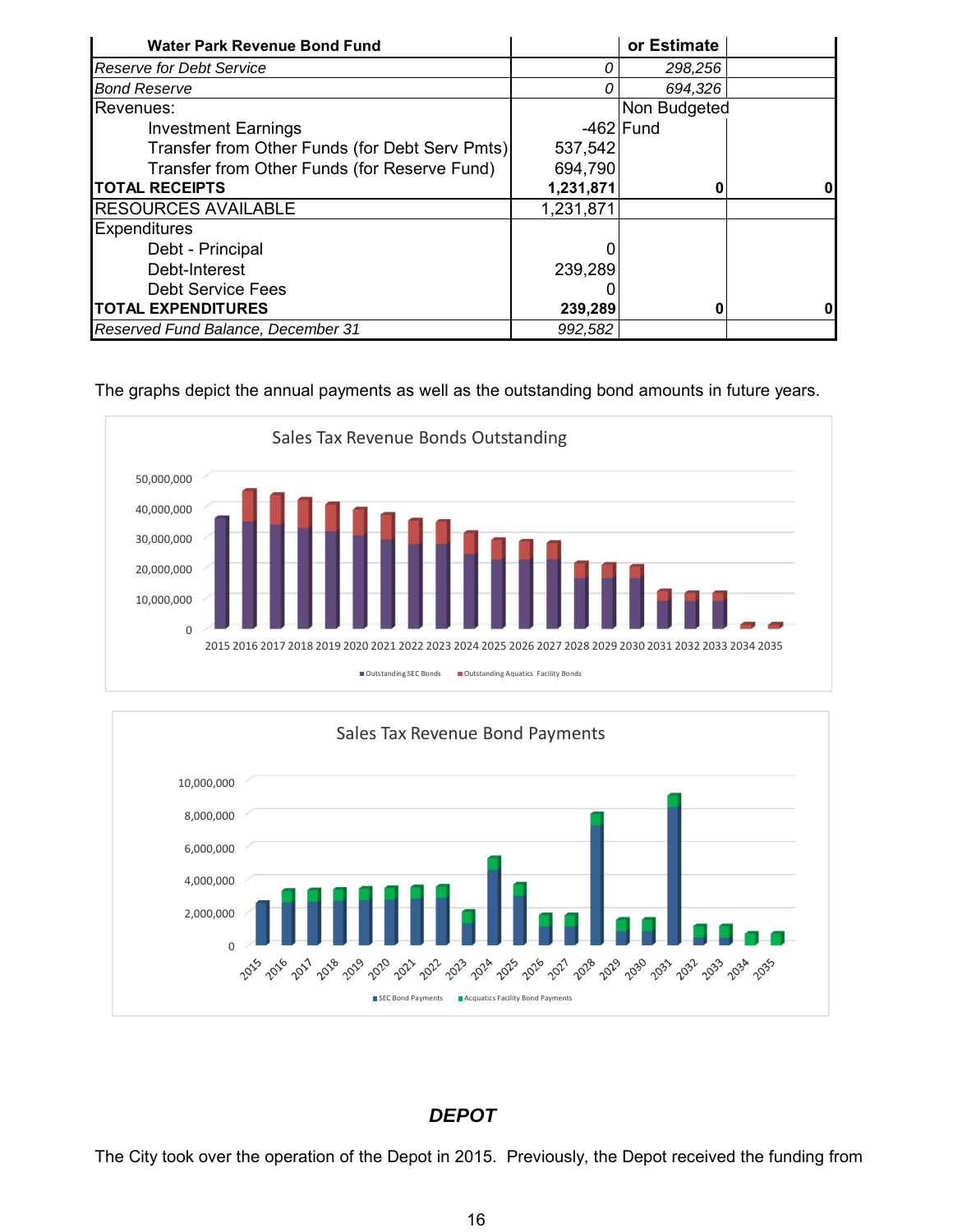| Water Park Revenue Bond Fund | | or Estimate | |
|---|---|---|---|
| *Reserve for Debt Service* | *0* | *298,256* | |
| *Bond Reserve* | *0* | *694,326* | |
| Revenues: | | Non Budgeted | |
| Investment Earnings | -462 | Fund | |
| Transfer from Other Funds (for Debt Serv Pmts) | 537,542 | | |
| Transfer from Other Funds (for Reserve Fund) | 694,790 | | |
| **TOTAL RECEIPTS** | **1,231,871** | **0** | **0** |
| RESOURCES AVAILABLE | 1,231,871 | | |
| Expenditures | | | |
| Debt - Principal | 0 | | |
| Debt-Interest | 239,289 | | |
| Debt Service Fees | 0 | | |
| **TOTAL EXPENDITURES** | **239,289** | **0** | **0** |
| *Reserved Fund Balance, December 31* | *992,582* | | |

The graphs depict the annual payments as well as the outstanding bond amounts in future years.

## DEPOT

The City took over the operation of the Depot in 2015. Previously, the Depot received the funding from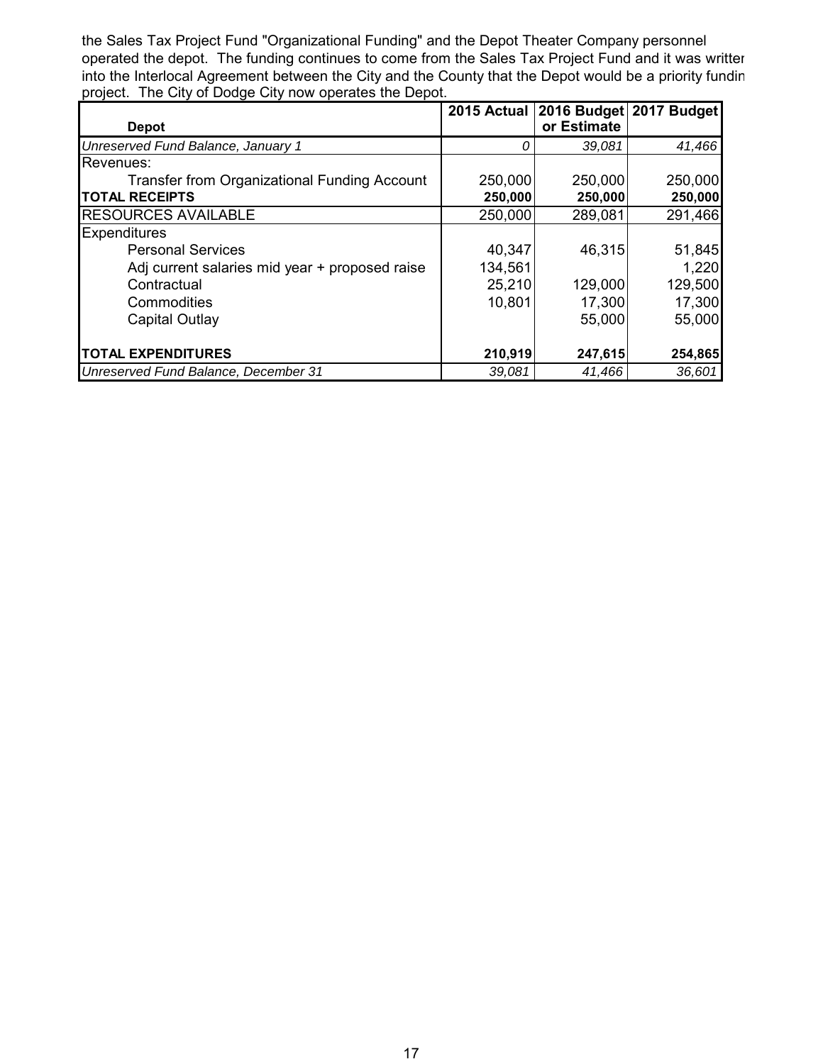the Sales Tax Project Fund "Organizational Funding" and the Depot Theater Company personnel operated the depot. The funding continues to come from the Sales Tax Project Fund and it was writter into the Interlocal Agreement between the City and the County that the Depot would be a priority fundin project. The City of Dodge City now operates the Depot.

| **Depot** | **2015 Actual** | **2016 Budget or Estimate** | **2017 Budget** |
|---|---|---|---|
| *Unreserved Fund Balance, January 1* | *0* | *39,081* | *41,466* |
| Revenues: | | | |
| Transfer from Organizational Funding Account | 250,000 | 250,000 | 250,000 |
| **TOTAL RECEIPTS** | **250,000** | **250,000** | **250,000** |
| RESOURCES AVAILABLE | 250,000 | 289,081 | 291,466 |
| Expenditures | | | |
| Personal Services | 40,347 | 46,315 | 51,845 |
| Adj current salaries mid year + proposed raise | 134,561 | | 1,220 |
| Contractual | 25,210 | 129,000 | 129,500 |
| Commodities | 10,801 | 17,300 | 17,300 |
| Capital Outlay | | 55,000 | 55,000 |
| **TOTAL EXPENDITURES** | **210,919** | **247,615** | **254,865** |
| *Unreserved Fund Balance, December 31* | *39,081* | *41,466* | *36,601* |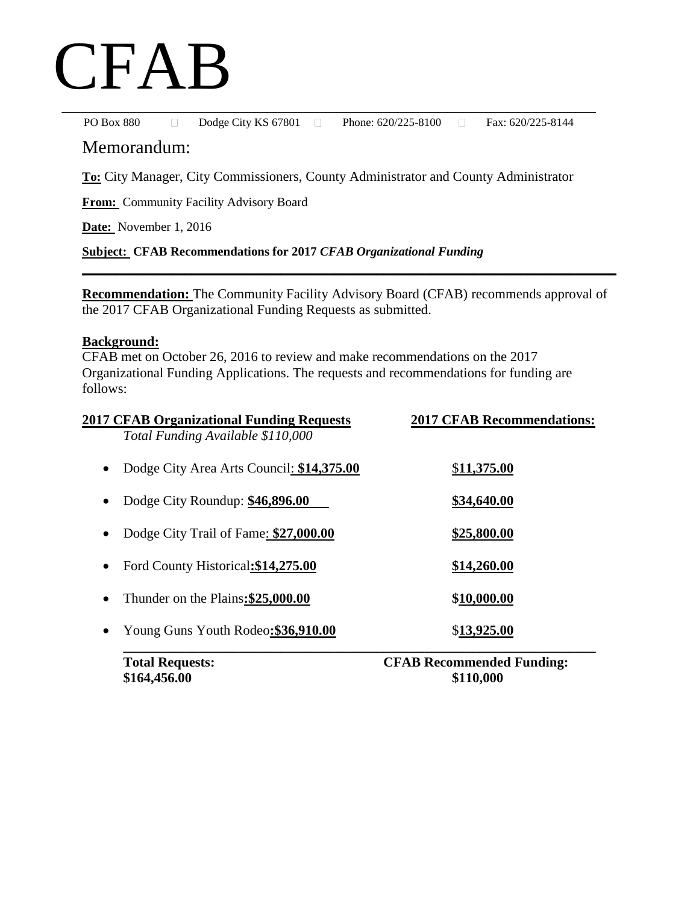# CFAB

PO Box 880 Dodge City KS 67801 Phone: 620/225-8100 Fax: 620/225-8144

## Memorandum:

**To:** City Manager, City Commissioners, County Administrator and County Administrator

**From:** Community Facility Advisory Board

**Date:** November 1, 2016

**Subject: CFAB Recommendations for 2017** ***CFAB Organizational Funding***

---

**Recommendation:** The Community Facility Advisory Board (CFAB) recommends approval of the 2017 CFAB Organizational Funding Requests as submitted.

**Background:**
CFAB met on October 26, 2016 to review and make recommendations on the 2017 Organizational Funding Applications. The requests and recommendations for funding are follows:

| 2017 CFAB Organizational Funding Requests | 2017 CFAB Recommendations: |
|---|---|
| *Total Funding Available $110,000* | |
| • Dodge City Area Arts Council: **$14,375.00** | **$11,375.00** |
| • Dodge City Roundup: **$46,896.00** | **$34,640.00** |
| • Dodge City Trail of Fame: **$27,000.00** | **$25,800.00** |
| • Ford County Historical: **$14,275.00** | **$14,260.00** |
| • Thunder on the Plains: **$25,000.00** | **$10,000.00** |
| • Young Guns Youth Rodeo: **$36,910.00** | **$13,925.00** |
| **Total Requests: $164,456.00** | **CFAB Recommended Funding: $110,000** |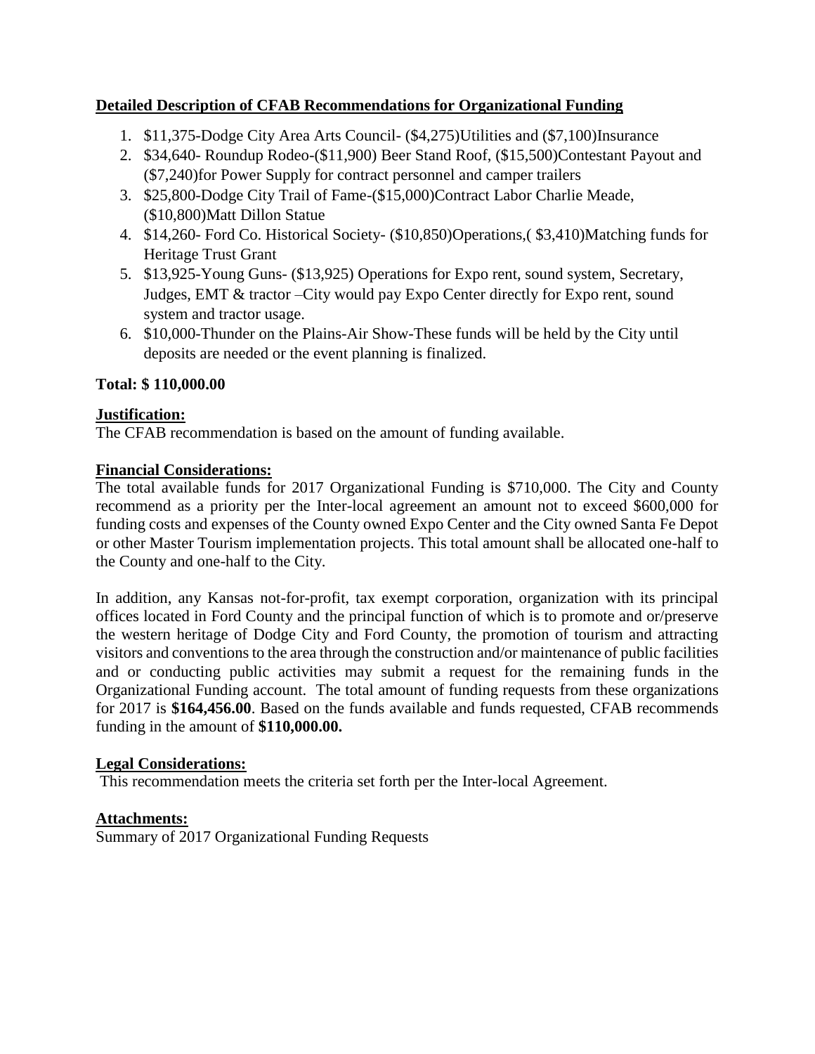**Detailed Description of CFAB Recommendations for Organizational Funding**

1. $11,375-Dodge City Area Arts Council- ($4,275)Utilities and ($7,100)Insurance
2. $34,640- Roundup Rodeo-($11,900) Beer Stand Roof, ($15,500)Contestant Payout and ($7,240)for Power Supply for contract personnel and camper trailers
3. $25,800-Dodge City Trail of Fame-($15,000)Contract Labor Charlie Meade, ($10,800)Matt Dillon Statue
4. $14,260- Ford Co. Historical Society- ($10,850)Operations,( $3,410)Matching funds for Heritage Trust Grant
5. $13,925-Young Guns- ($13,925) Operations for Expo rent, sound system, Secretary, Judges, EMT & tractor –City would pay Expo Center directly for Expo rent, sound system and tractor usage.
6. $10,000-Thunder on the Plains-Air Show-These funds will be held by the City until deposits are needed or the event planning is finalized.

**Total: $ 110,000.00**

**Justification:**

The CFAB recommendation is based on the amount of funding available.

**Financial Considerations:**

The total available funds for 2017 Organizational Funding is $710,000. The City and County recommend as a priority per the Inter-local agreement an amount not to exceed $600,000 for funding costs and expenses of the County owned Expo Center and the City owned Santa Fe Depot or other Master Tourism implementation projects. This total amount shall be allocated one-half to the County and one-half to the City.

In addition, any Kansas not-for-profit, tax exempt corporation, organization with its principal offices located in Ford County and the principal function of which is to promote and or/preserve the western heritage of Dodge City and Ford County, the promotion of tourism and attracting visitors and conventions to the area through the construction and/or maintenance of public facilities and or conducting public activities may submit a request for the remaining funds in the Organizational Funding account. The total amount of funding requests from these organizations for 2017 is **$164,456.00**. Based on the funds available and funds requested, CFAB recommends funding in the amount of **$110,000.00.**

**Legal Considerations:**

This recommendation meets the criteria set forth per the Inter-local Agreement.

**Attachments:**

Summary of 2017 Organizational Funding Requests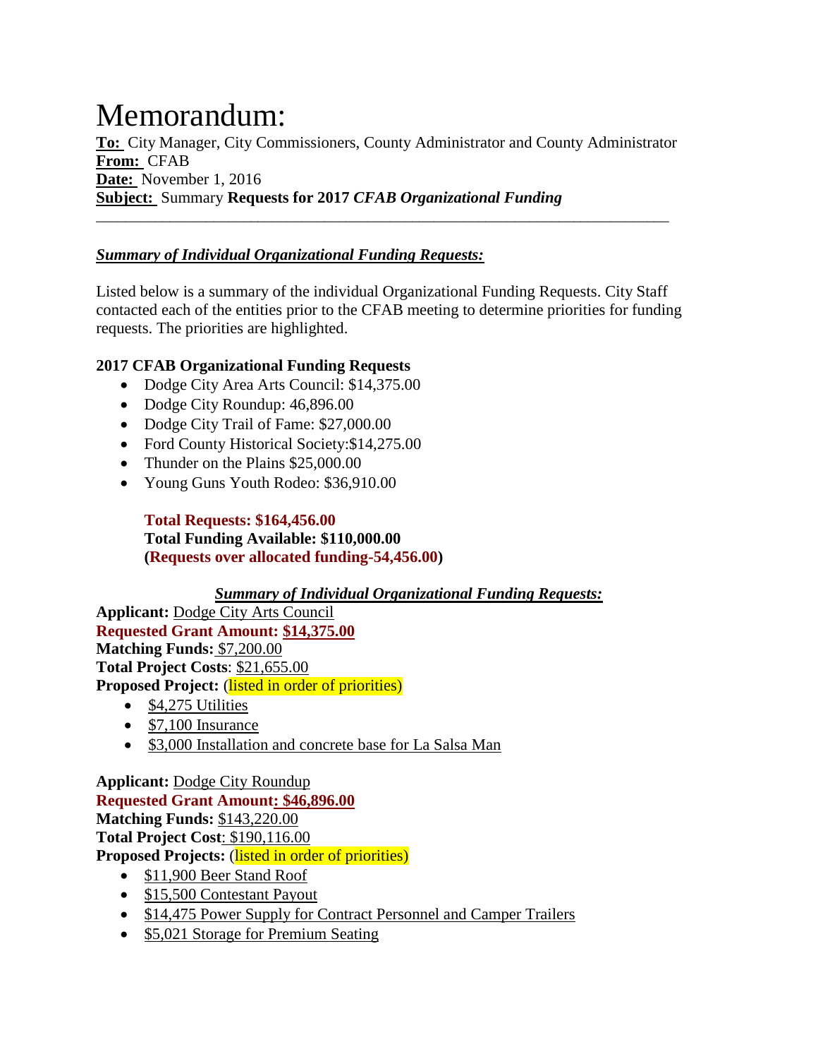# Memorandum:

**To:** City Manager, City Commissioners, County Administrator and County Administrator
**From:** CFAB
**Date:** November 1, 2016
**Subject:** Summary **Requests for 2017 *CFAB Organizational Funding***

---

***Summary of Individual Organizational Funding Requests:***

Listed below is a summary of the individual Organizational Funding Requests. City Staff contacted each of the entities prior to the CFAB meeting to determine priorities for funding requests. The priorities are highlighted.

**2017 CFAB Organizational Funding Requests**

- Dodge City Area Arts Council: $14,375.00
- Dodge City Roundup: 46,896.00
- Dodge City Trail of Fame: $27,000.00
- Ford County Historical Society:$14,275.00
- Thunder on the Plains $25,000.00
- Young Guns Youth Rodeo: $36,910.00

**Total Requests: $164,456.00**
**Total Funding Available: $110,000.00**
**(Requests over allocated funding-54,456.00)**

***Summary of Individual Organizational Funding Requests:***

**Applicant:** Dodge City Arts Council
**Requested Grant Amount: $14,375.00**
**Matching Funds:** $7,200.00
**Total Project Costs**: $21,655.00
**Proposed Project:** (listed in order of priorities)

- $4,275 Utilities
- $7,100 Insurance
- $3,000 Installation and concrete base for La Salsa Man

**Applicant:** Dodge City Roundup
**Requested Grant Amount: $46,896.00**
**Matching Funds:** $143,220.00
**Total Project Cost**: $190,116.00
**Proposed Projects:** (listed in order of priorities)

- $11,900 Beer Stand Roof
- $15,500 Contestant Payout
- $14,475 Power Supply for Contract Personnel and Camper Trailers
- $5,021 Storage for Premium Seating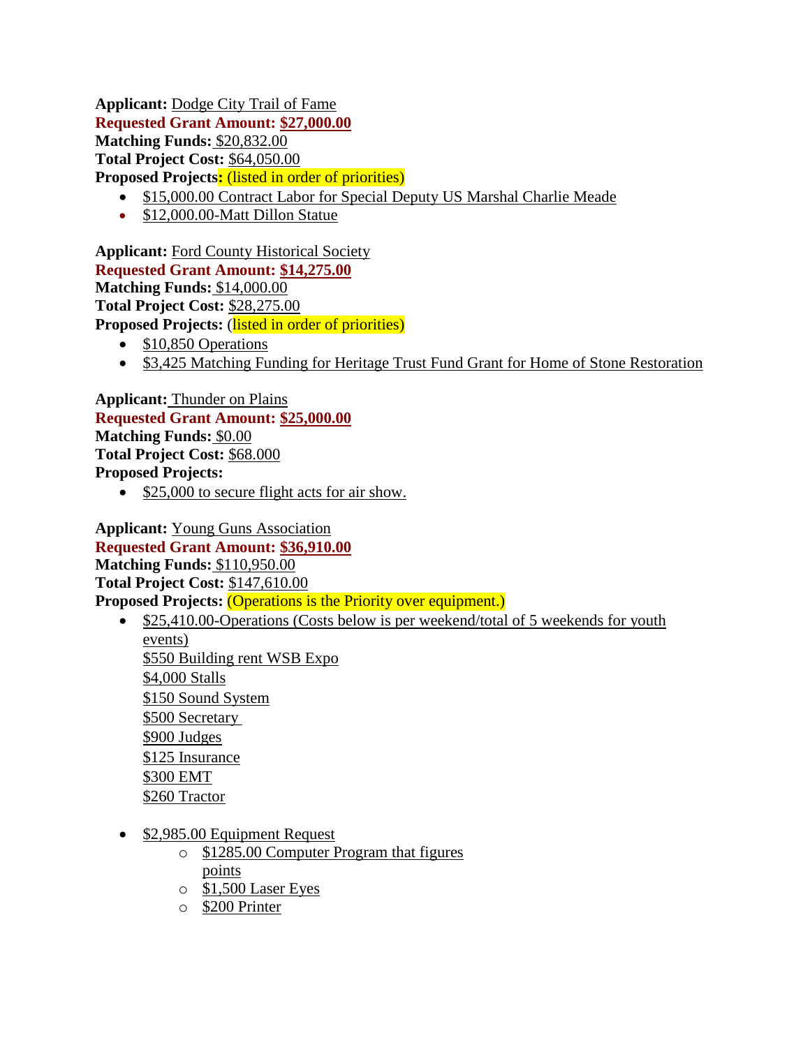**Applicant:** Dodge City Trail of Fame
**Requested Grant Amount: $27,000.00**
**Matching Funds:** $20,832.00
**Total Project Cost:** $64,050.00
**Proposed Projects: (listed in order of priorities)**

- $15,000.00 Contract Labor for Special Deputy US Marshal Charlie Meade
- $12,000.00-Matt Dillon Statue

**Applicant:** Ford County Historical Society
**Requested Grant Amount: $14,275.00**
**Matching Funds:** $14,000.00
**Total Project Cost:** $28,275.00
**Proposed Projects:** (listed in order of priorities)

- $10,850 Operations
- $3,425 Matching Funding for Heritage Trust Fund Grant for Home of Stone Restoration

**Applicant:** Thunder on Plains
**Requested Grant Amount: $25,000.00**
**Matching Funds:** $0.00
**Total Project Cost:** $68.000
**Proposed Projects:**

- $25,000 to secure flight acts for air show.

**Applicant:** Young Guns Association
**Requested Grant Amount: $36,910.00**
**Matching Funds:** $110,950.00
**Total Project Cost:** $147,610.00
**Proposed Projects:** (Operations is the Priority over equipment.)

- $25,410.00-Operations (Costs below is per weekend/total of 5 weekends for youth events)
  $550 Building rent WSB Expo
  $4,000 Stalls
  $150 Sound System
  $500 Secretary
  $900 Judges
  $125 Insurance
  $300 EMT
  $260 Tractor

- $2,985.00 Equipment Request
  - $1285.00 Computer Program that figures points
  - $1,500 Laser Eyes
  - $200 Printer